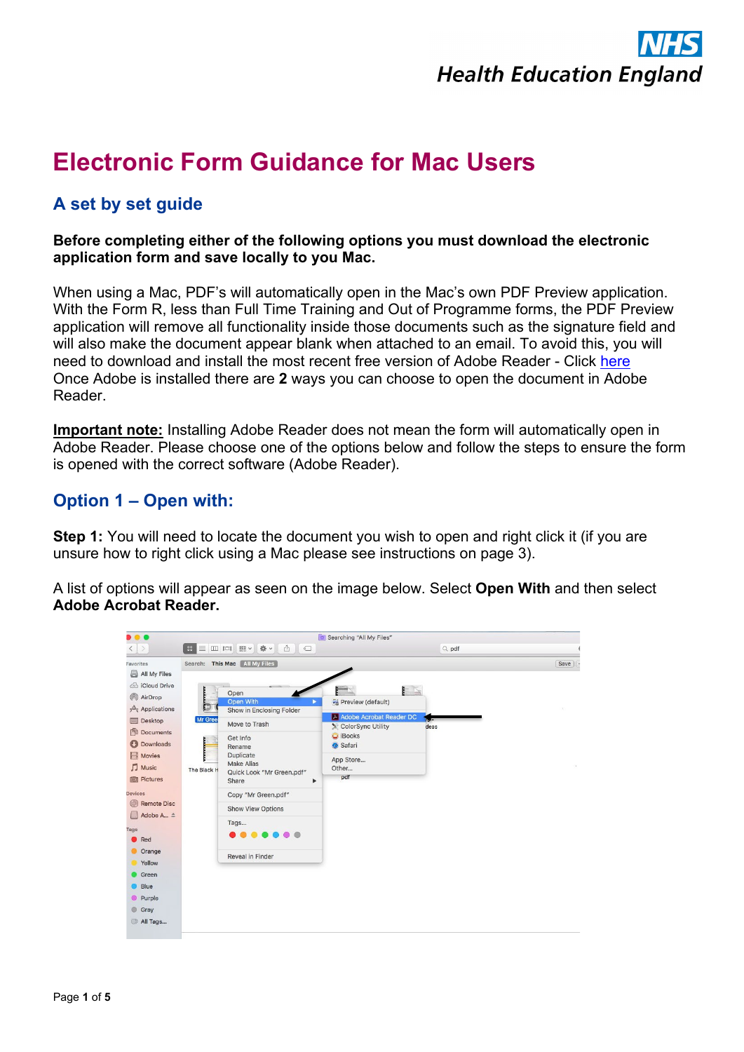# Electronic Form Guidance for Mac Users

## A set by set guide

**Before completing either of the following options you must download the electronic application form and save locally to you Mac.**

When using a Mac, PDF's will automatically open in the Mac's own PDF Preview application. With the Form R, less than Full Time Training and Out of Programme forms, the PDF Preview application will remove all functionality inside those documents such as the signature field and will also make the document appear blank when attached to an email. To avoid this, you will need to download and install the most recent free version of Adobe Reader - Click here
Once Adobe is installed there are **2** ways you can choose to open the document in Adobe Reader.

**Important note:** Installing Adobe Reader does not mean the form will automatically open in Adobe Reader. Please choose one of the options below and follow the steps to ensure the form is opened with the correct software (Adobe Reader).

## Option 1 – Open with:

**Step 1:** You will need to locate the document you wish to open and right click it (if you are unsure how to right click using a Mac please see instructions on page 3).

A list of options will appear as seen on the image below. Select **Open With** and then select **Adobe Acrobat Reader.**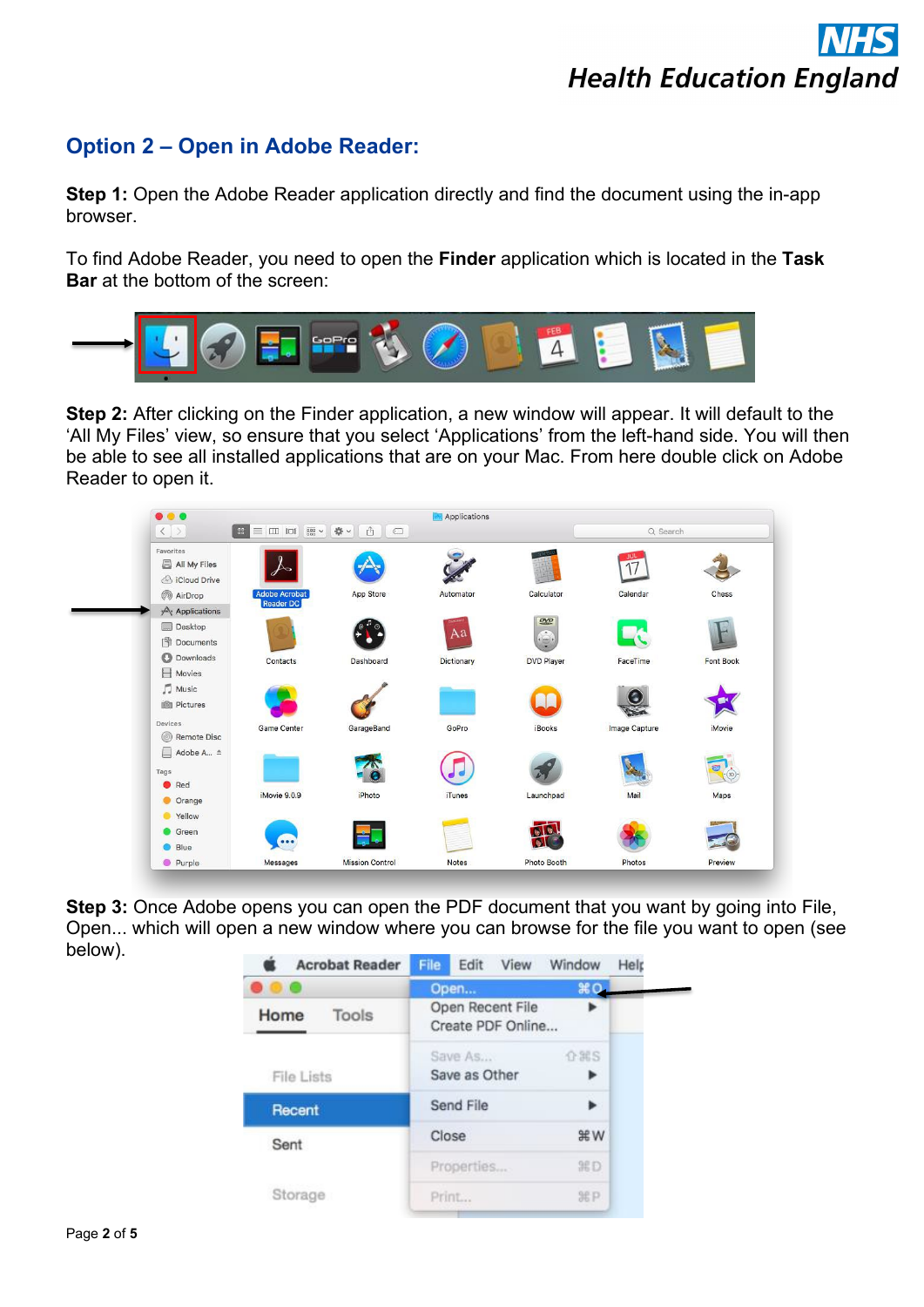## Option 2 – Open in Adobe Reader:

**Step 1:** Open the Adobe Reader application directly and find the document using the in-app browser.

To find Adobe Reader, you need to open the **Finder** application which is located in the **Task Bar** at the bottom of the screen:

**Step 2:** After clicking on the Finder application, a new window will appear. It will default to the 'All My Files' view, so ensure that you select 'Applications' from the left-hand side. You will then be able to see all installed applications that are on your Mac. From here double click on Adobe Reader to open it.

**Step 3:** Once Adobe opens you can open the PDF document that you want by going into File, Open... which will open a new window where you can browse for the file you want to open (see below).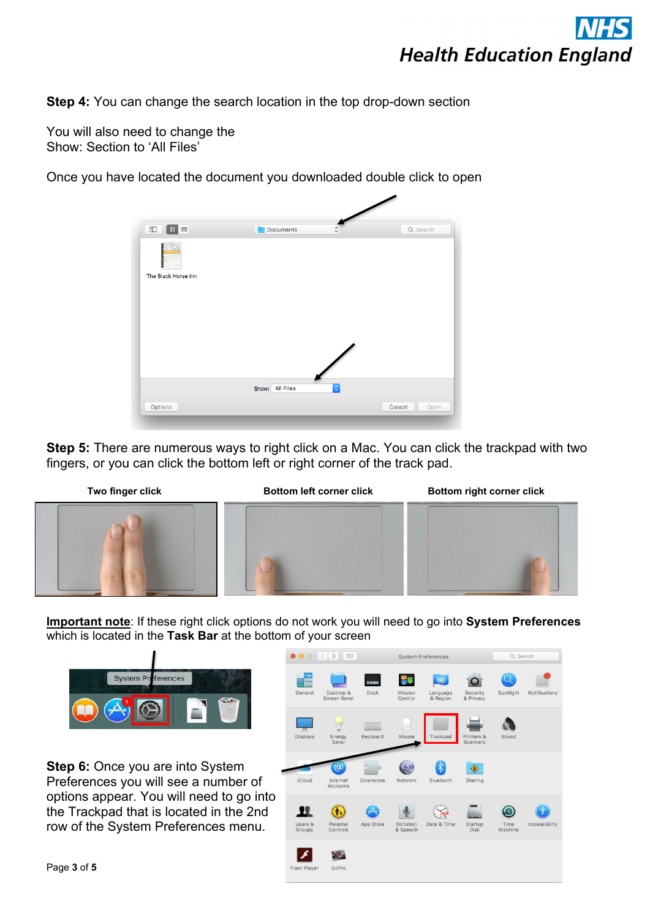**Step 4:** You can change the search location in the top drop-down section

You will also need to change the
Show: Section to ‘All Files’

Once you have located the document you downloaded double click to open

**Step 5:** There are numerous ways to right click on a Mac. You can click the trackpad with two fingers, or you can click the bottom left or right corner of the track pad.

**Two finger click** | **Bottom left corner click** | **Bottom right corner click**

**Important note**: If these right click options do not work you will need to go into **System Preferences** which is located in the **Task Bar** at the bottom of your screen

**Step 6:** Once you are into System Preferences you will see a number of options appear. You will need to go into the Trackpad that is located in the 2nd row of the System Preferences menu.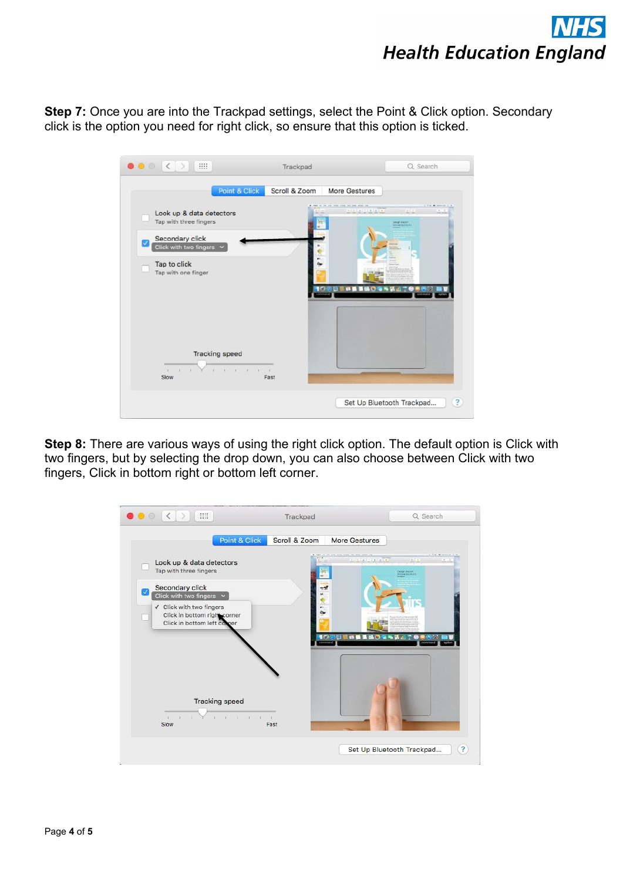**Step 7:** Once you are into the Trackpad settings, select the Point & Click option. Secondary click is the option you need for right click, so ensure that this option is ticked.

**Step 8:** There are various ways of using the right click option. The default option is Click with two fingers, but by selecting the drop down, you can also choose between Click with two fingers, Click in bottom right or bottom left corner.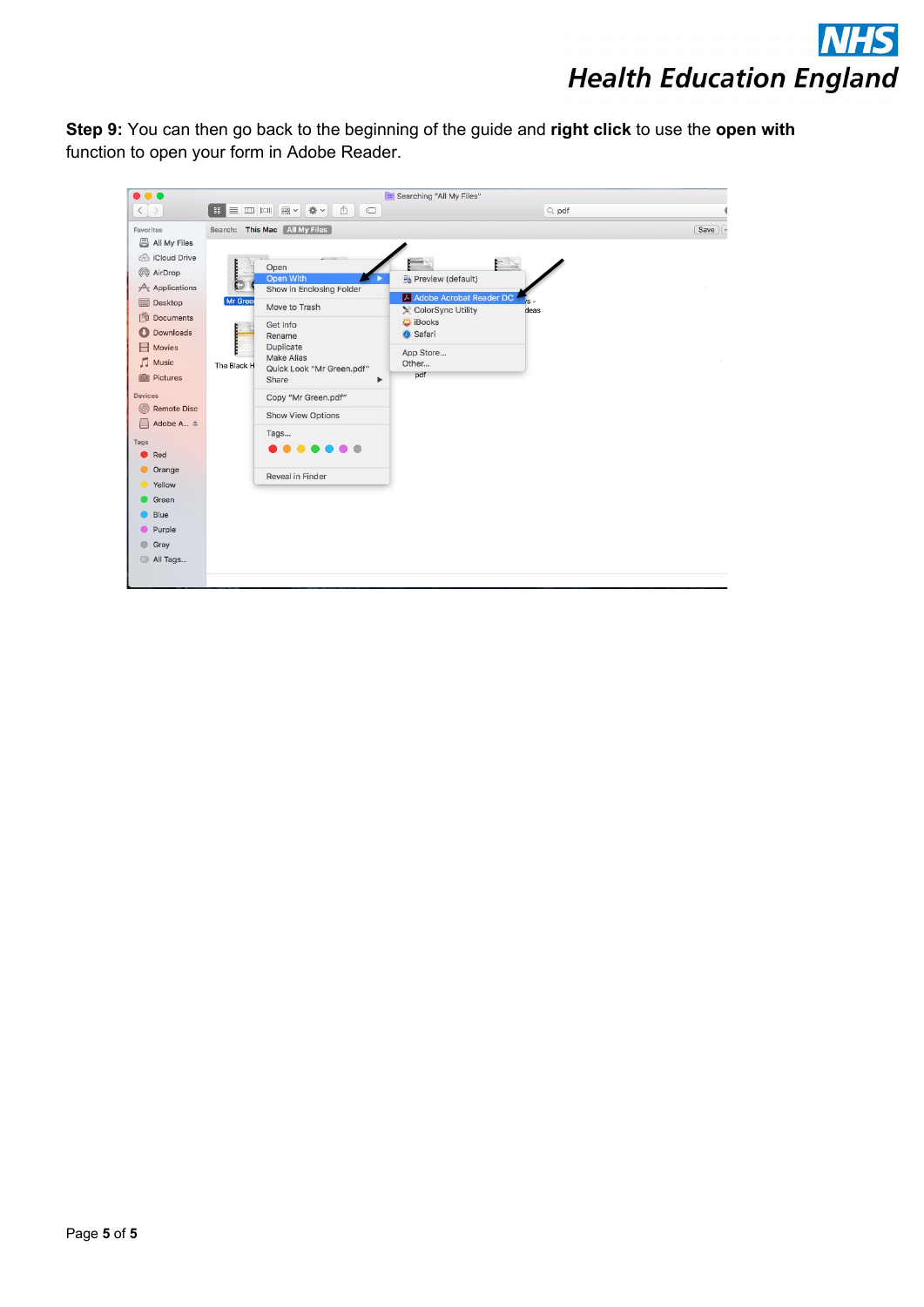**Step 9:** You can then go back to the beginning of the guide and **right click** to use the **open with** function to open your form in Adobe Reader.